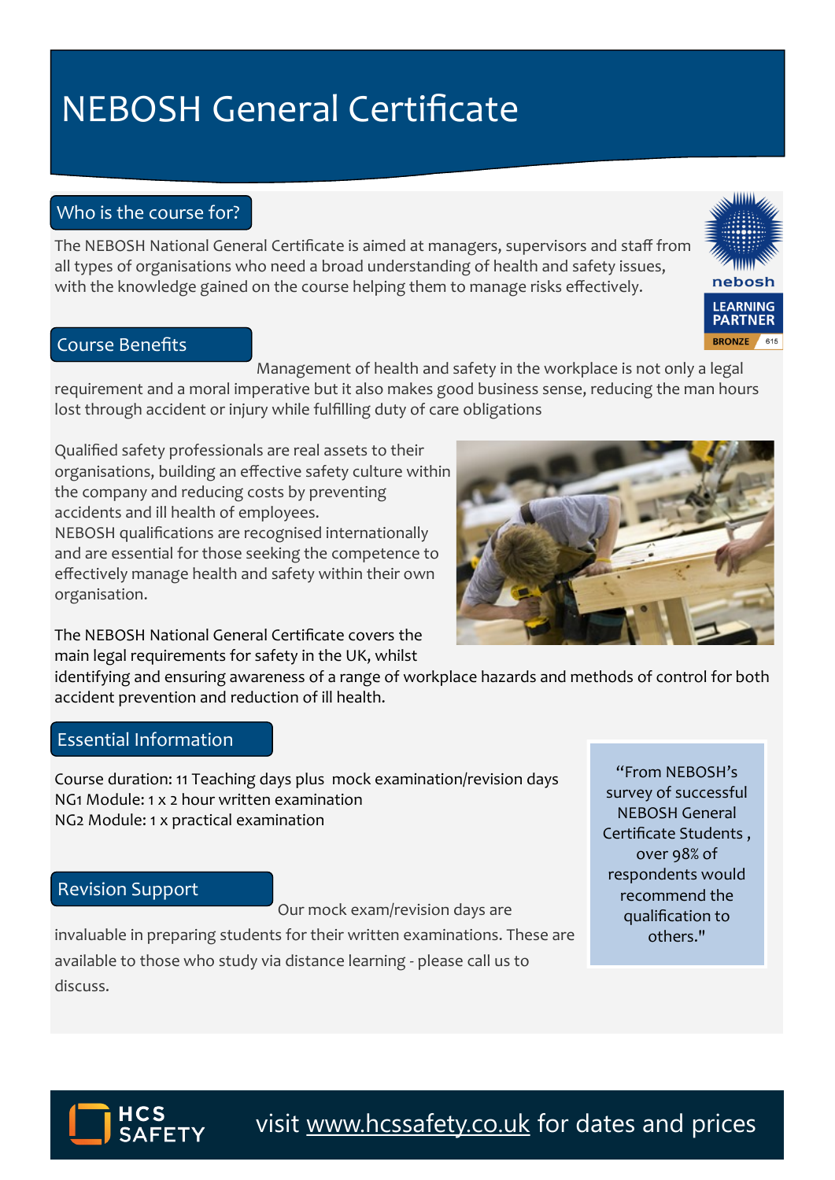# NEBOSH General Certificate

## Who is the course for?

The NEBOSH National General Certificate is aimed at managers, supervisors and staff from all types of organisations who need a broad understanding of health and safety issues, with the knowledge gained on the course helping them to manage risks effectively.

nebosh LEARNING PARTNER BRONZE 615

## Course Benefits

Management of health and safety in the workplace is not only a legal requirement and a moral imperative but it also makes good business sense, reducing the man hours lost through accident or injury while fulfilling duty of care obligations

Qualified safety professionals are real assets to their organisations, building an effective safety culture within the company and reducing costs by preventing accidents and ill health of employees.
NEBOSH qualifications are recognised internationally and are essential for those seeking the competence to effectively manage health and safety within their own organisation.

The NEBOSH National General Certificate covers the main legal requirements for safety in the UK, whilst identifying and ensuring awareness of a range of workplace hazards and methods of control for both accident prevention and reduction of ill health.

## Essential Information

Course duration: 11 Teaching days plus mock examination/revision days
NG1 Module: 1 x 2 hour written examination
NG2 Module: 1 x practical examination

> "From NEBOSH's survey of successful NEBOSH General Certificate Students , over 98% of respondents would recommend the qualification to others."

## Revision Support

Our mock exam/revision days are invaluable in preparing students for their written examinations. These are available to those who study via distance learning - please call us to discuss.

HCS SAFETY

visit www.hcssafety.co.uk for dates and prices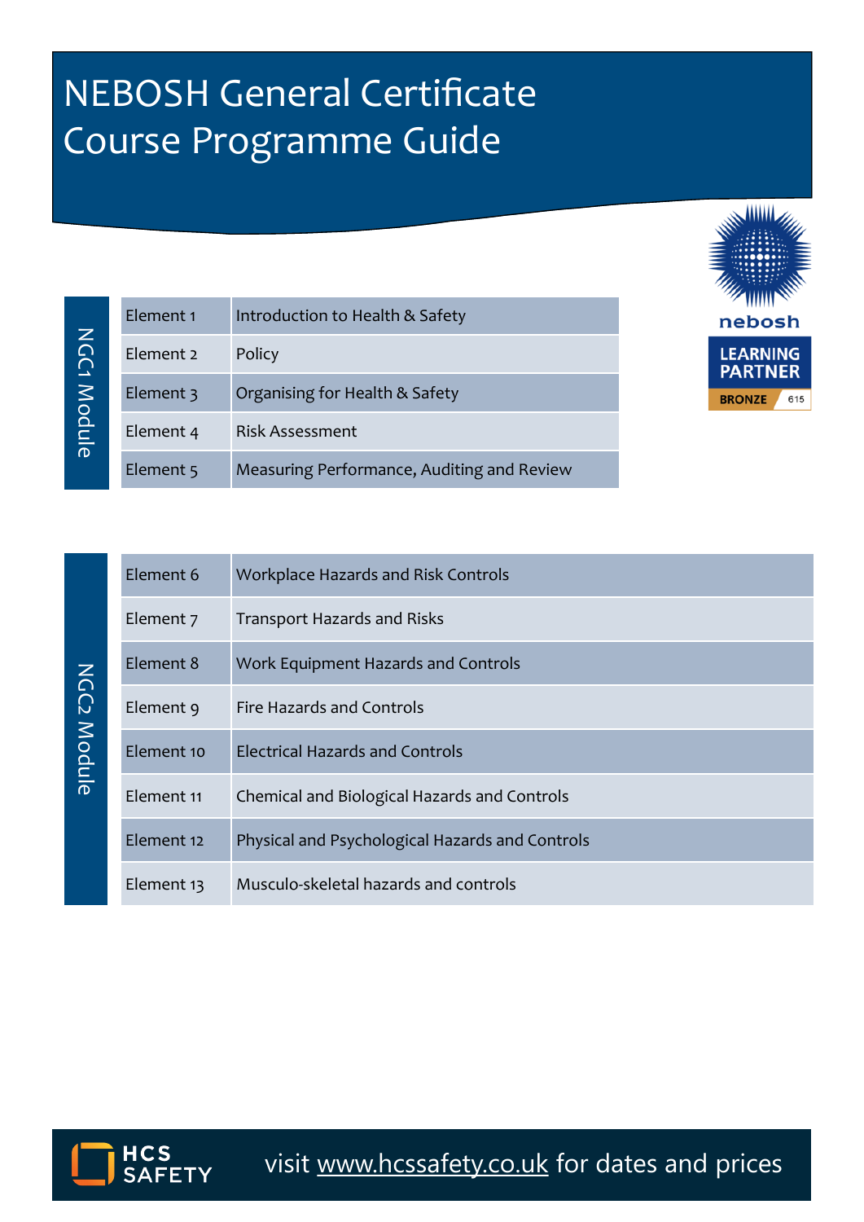# NEBOSH General Certificate Course Programme Guide

nebosh LEARNING PARTNER BRONZE 615

| | | |
|---|---|---|
| NGC1 Module | Element 1 | Introduction to Health & Safety |
| | Element 2 | Policy |
| | Element 3 | Organising for Health & Safety |
| | Element 4 | Risk Assessment |
| | Element 5 | Measuring Performance, Auditing and Review |

| | | |
|---|---|---|
| NGC2 Module | Element 6 | Workplace Hazards and Risk Controls |
| | Element 7 | Transport Hazards and Risks |
| | Element 8 | Work Equipment Hazards and Controls |
| | Element 9 | Fire Hazards and Controls |
| | Element 10 | Electrical Hazards and Controls |
| | Element 11 | Chemical and Biological Hazards and Controls |
| | Element 12 | Physical and Psychological Hazards and Controls |
| | Element 13 | Musculo-skeletal hazards and controls |

HCS SAFETY

visit www.hcssafety.co.uk for dates and prices